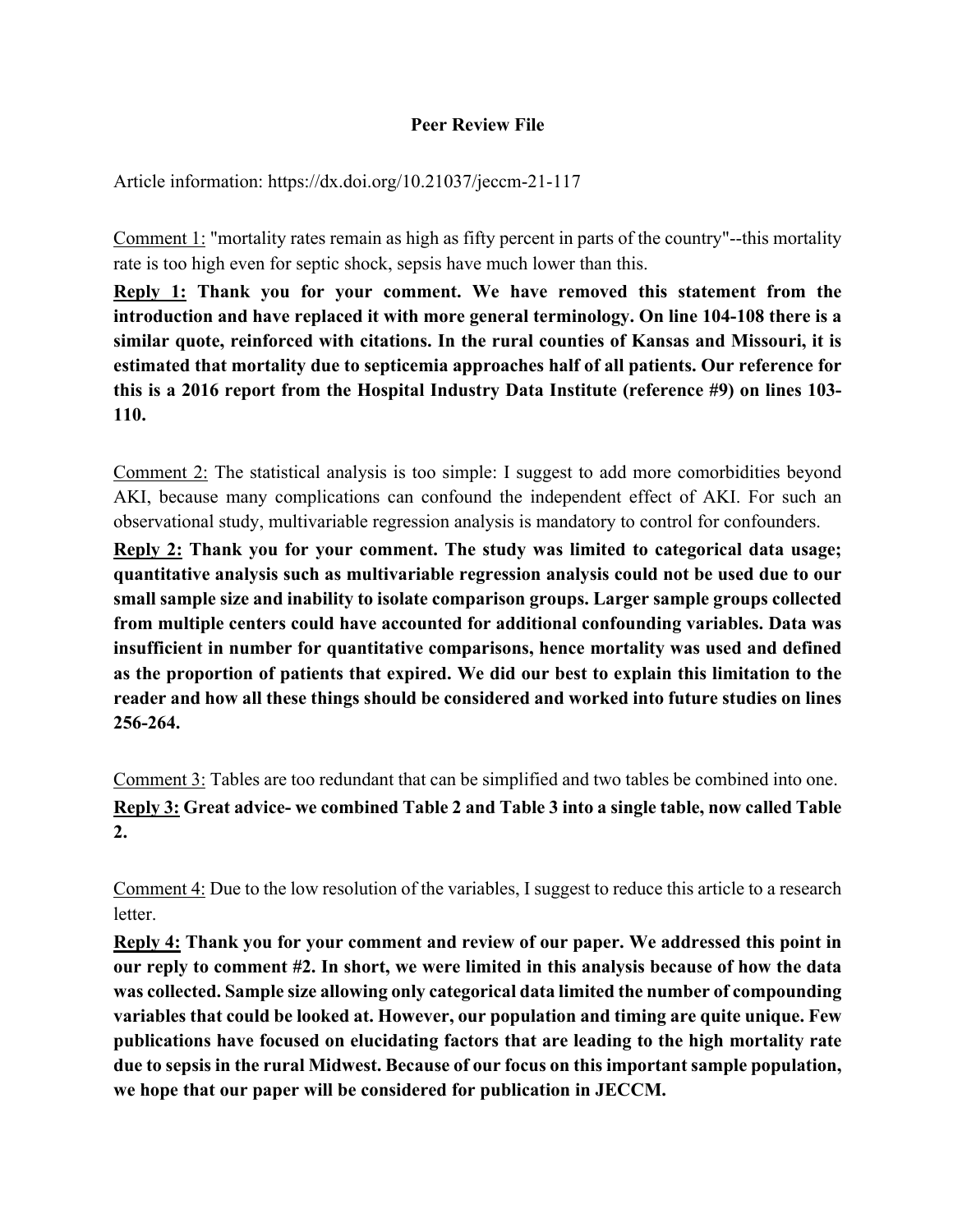**Peer Review File**

Article information: https://dx.doi.org/10.21037/jeccm-21-117

Comment 1: "mortality rates remain as high as fifty percent in parts of the country"--this mortality rate is too high even for septic shock, sepsis have much lower than this.

**Reply 1: Thank you for your comment. We have removed this statement from the introduction and have replaced it with more general terminology. On line 104-108 there is a similar quote, reinforced with citations. In the rural counties of Kansas and Missouri, it is estimated that mortality due to septicemia approaches half of all patients. Our reference for this is a 2016 report from the Hospital Industry Data Institute (reference #9) on lines 103-110.**

Comment 2: The statistical analysis is too simple: I suggest to add more comorbidities beyond AKI, because many complications can confound the independent effect of AKI. For such an observational study, multivariable regression analysis is mandatory to control for confounders.

**Reply 2: Thank you for your comment. The study was limited to categorical data usage; quantitative analysis such as multivariable regression analysis could not be used due to our small sample size and inability to isolate comparison groups. Larger sample groups collected from multiple centers could have accounted for additional confounding variables. Data was insufficient in number for quantitative comparisons, hence mortality was used and defined as the proportion of patients that expired. We did our best to explain this limitation to the reader and how all these things should be considered and worked into future studies on lines 256-264.**

Comment 3: Tables are too redundant that can be simplified and two tables be combined into one.

**Reply 3: Great advice- we combined Table 2 and Table 3 into a single table, now called Table 2.**

Comment 4: Due to the low resolution of the variables, I suggest to reduce this article to a research letter.

**Reply 4: Thank you for your comment and review of our paper. We addressed this point in our reply to comment #2. In short, we were limited in this analysis because of how the data was collected. Sample size allowing only categorical data limited the number of compounding variables that could be looked at. However, our population and timing are quite unique. Few publications have focused on elucidating factors that are leading to the high mortality rate due to sepsis in the rural Midwest. Because of our focus on this important sample population, we hope that our paper will be considered for publication in JECCM.**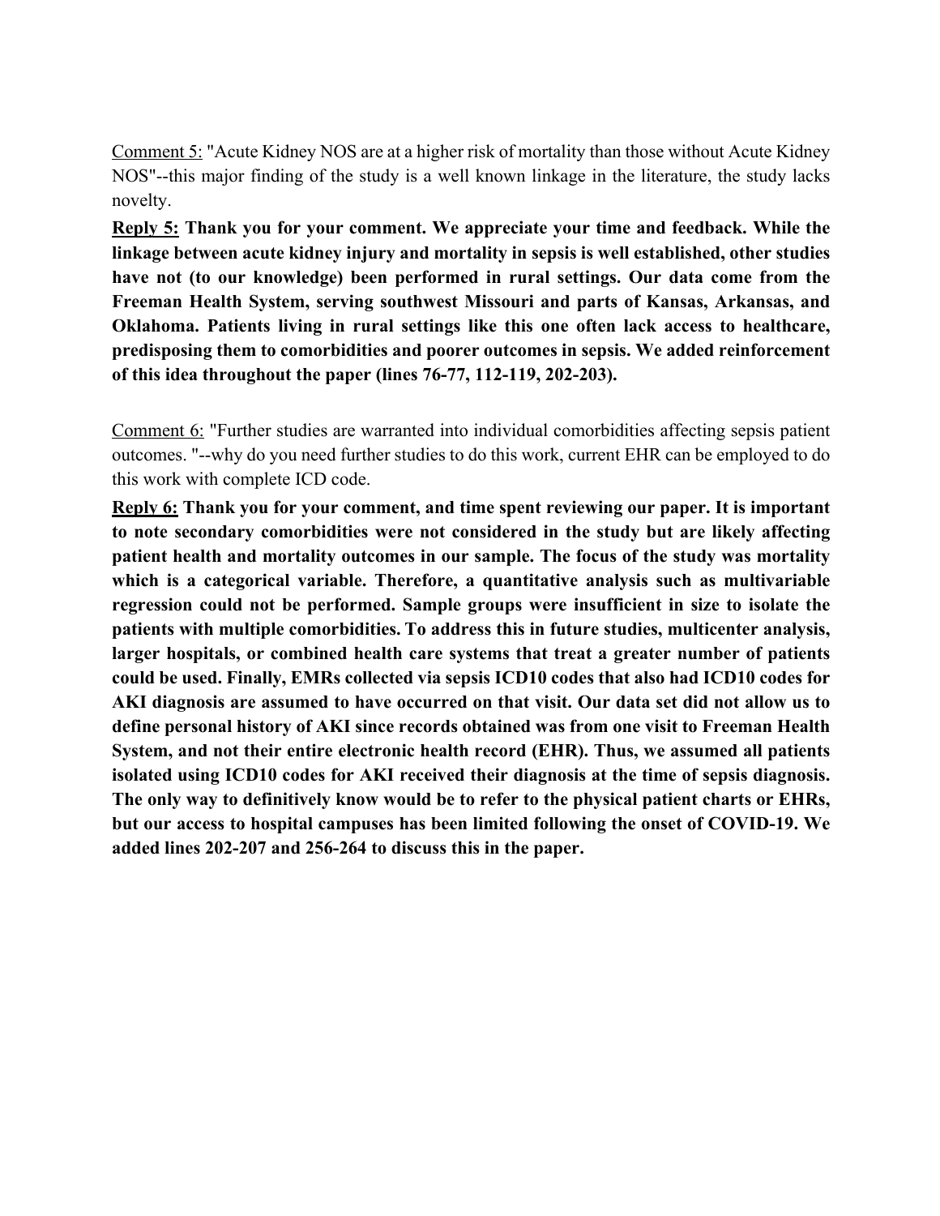Comment 5: "Acute Kidney NOS are at a higher risk of mortality than those without Acute Kidney NOS"--this major finding of the study is a well known linkage in the literature, the study lacks novelty.

**Reply 5: Thank you for your comment. We appreciate your time and feedback. While the linkage between acute kidney injury and mortality in sepsis is well established, other studies have not (to our knowledge) been performed in rural settings. Our data come from the Freeman Health System, serving southwest Missouri and parts of Kansas, Arkansas, and Oklahoma. Patients living in rural settings like this one often lack access to healthcare, predisposing them to comorbidities and poorer outcomes in sepsis. We added reinforcement of this idea throughout the paper (lines 76-77, 112-119, 202-203).**

Comment 6: "Further studies are warranted into individual comorbidities affecting sepsis patient outcomes. "--why do you need further studies to do this work, current EHR can be employed to do this work with complete ICD code.

**Reply 6: Thank you for your comment, and time spent reviewing our paper. It is important to note secondary comorbidities were not considered in the study but are likely affecting patient health and mortality outcomes in our sample. The focus of the study was mortality which is a categorical variable. Therefore, a quantitative analysis such as multivariable regression could not be performed. Sample groups were insufficient in size to isolate the patients with multiple comorbidities. To address this in future studies, multicenter analysis, larger hospitals, or combined health care systems that treat a greater number of patients could be used. Finally, EMRs collected via sepsis ICD10 codes that also had ICD10 codes for AKI diagnosis are assumed to have occurred on that visit. Our data set did not allow us to define personal history of AKI since records obtained was from one visit to Freeman Health System, and not their entire electronic health record (EHR). Thus, we assumed all patients isolated using ICD10 codes for AKI received their diagnosis at the time of sepsis diagnosis. The only way to definitively know would be to refer to the physical patient charts or EHRs, but our access to hospital campuses has been limited following the onset of COVID-19. We added lines 202-207 and 256-264 to discuss this in the paper.**